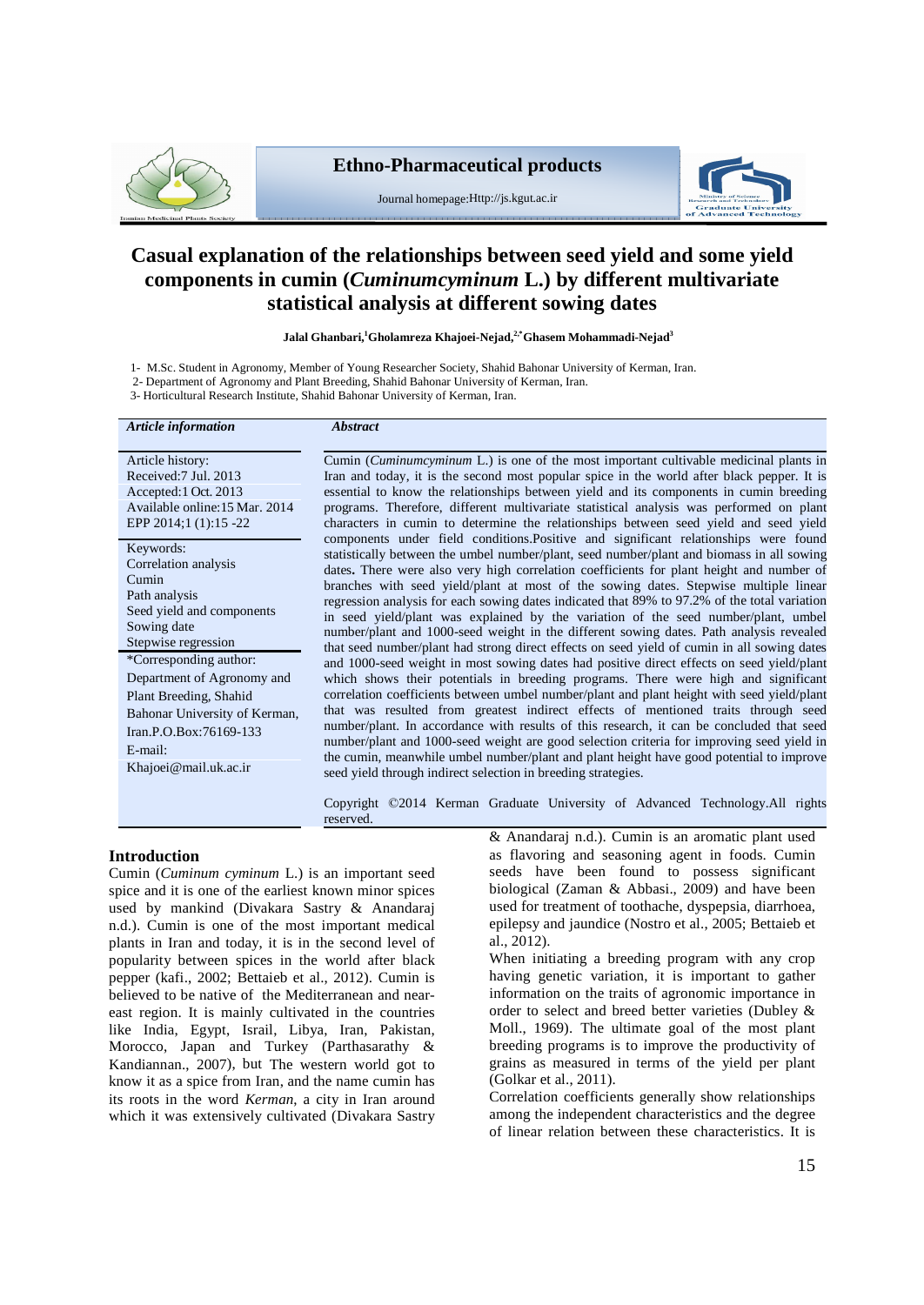Ethno-Pharmaceutical products

Journal homepage:Http://js.kgut.ac.ir

# Casual explanation of the relationships between seed yield and some yield components in cumin (*Cuminumcyminum* L.) by different multivariate statistical analysis at different sowing dates

**Jalal Ghanbari,[1] Gholamreza Khajoei-Nejad,[2,*] Ghasem Mohammadi-Nejad[3]**

1- M.Sc. Student in Agronomy, Member of Young Researcher Society, Shahid Bahonar University of Kerman, Iran.
2- Department of Agronomy and Plant Breeding, Shahid Bahonar University of Kerman, Iran.
3- Horticultural Research Institute, Shahid Bahonar University of Kerman, Iran.

***Article information***

Article history:
Received:7 Jul. 2013
Accepted:1 Oct. 2013
Available online:15 Mar. 2014
EPP 2014;1 (1):15 -22

Keywords:
Correlation analysis
Cumin
Path analysis
Seed yield and components
Sowing date
Stepwise regression

*Corresponding author:
Department of Agronomy and Plant Breeding, Shahid Bahonar University of Kerman, Iran.P.O.Box:76169-133
E-mail:
Khajoei@mail.uk.ac.ir

***Abstract***

Cumin (*Cuminumcyminum* L.) is one of the most important cultivable medicinal plants in Iran and today, it is the second most popular spice in the world after black pepper. It is essential to know the relationships between yield and its components in cumin breeding programs. Therefore, different multivariate statistical analysis was performed on plant characters in cumin to determine the relationships between seed yield and seed yield components under field conditions.Positive and significant relationships were found statistically between the umbel number/plant, seed number/plant and biomass in all sowing dates**.** There were also very high correlation coefficients for plant height and number of branches with seed yield/plant at most of the sowing dates. Stepwise multiple linear regression analysis for each sowing dates indicated that 89% to 97.2% of the total variation in seed yield/plant was explained by the variation of the seed number/plant, umbel number/plant and 1000-seed weight in the different sowing dates. Path analysis revealed that seed number/plant had strong direct effects on seed yield of cumin in all sowing dates and 1000-seed weight in most sowing dates had positive direct effects on seed yield/plant which shows their potentials in breeding programs. There were high and significant correlation coefficients between umbel number/plant and plant height with seed yield/plant that was resulted from greatest indirect effects of mentioned traits through seed number/plant. In accordance with results of this research, it can be concluded that seed number/plant and 1000-seed weight are good selection criteria for improving seed yield in the cumin, meanwhile umbel number/plant and plant height have good potential to improve seed yield through indirect selection in breeding strategies.

Copyright ©2014 Kerman Graduate University of Advanced Technology.All rights reserved.

## Introduction

Cumin (*Cuminum cyminum* L.) is an important seed spice and it is one of the earliest known minor spices used by mankind (Divakara Sastry & Anandaraj n.d.). Cumin is one of the most important medical plants in Iran and today, it is in the second level of popularity between spices in the world after black pepper (kafi., 2002; Bettaieb et al., 2012). Cumin is believed to be native of the Mediterranean and near-east region. It is mainly cultivated in the countries like India, Egypt, Israil, Libya, Iran, Pakistan, Morocco, Japan and Turkey (Parthasarathy & Kandiannan., 2007), but The western world got to know it as a spice from Iran, and the name cumin has its roots in the word *Kerman*, a city in Iran around which it was extensively cultivated (Divakara Sastry & Anandaraj n.d.). Cumin is an aromatic plant used as flavoring and seasoning agent in foods. Cumin seeds have been found to possess significant biological (Zaman & Abbasi., 2009) and have been used for treatment of toothache, dyspepsia, diarrhoea, epilepsy and jaundice (Nostro et al., 2005; Bettaieb et al., 2012).

When initiating a breeding program with any crop having genetic variation, it is important to gather information on the traits of agronomic importance in order to select and breed better varieties (Dubley & Moll., 1969). The ultimate goal of the most plant breeding programs is to improve the productivity of grains as measured in terms of the yield per plant (Golkar et al., 2011).

Correlation coefficients generally show relationships among the independent characteristics and the degree of linear relation between these characteristics. It is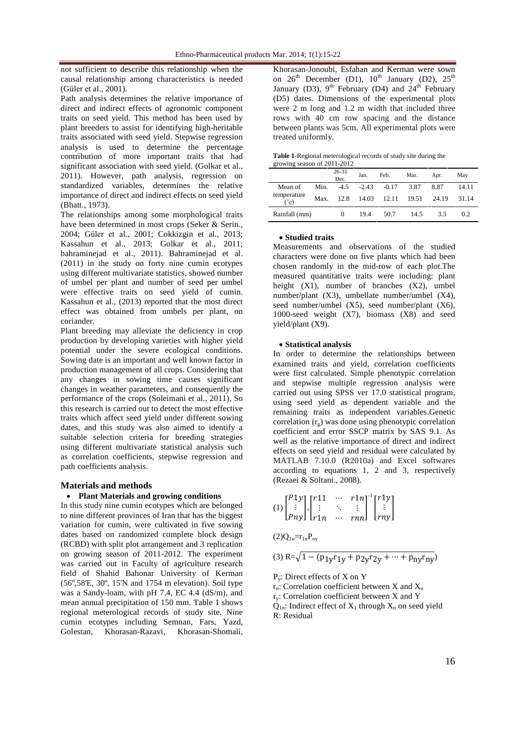not sufficient to describe this relationship when the causal relationship among characteristics is needed (Güler et al., 2001).

Path analysis determines the relative importance of direct and indirect effects of agronomic component traits on seed yield. This method has been used by plant breeders to assist for identifying high-heritable traits associated with seed yield. Stepwise regression analysis is used to determine the percentage contribution of more important traits that had significant association with seed yield. (Golkar et al., 2011). However, path analysis, regression on standardized variables, determines the relative importance of direct and indirect effects on seed yield (Bhatt., 1973).

The relationships among some morphological traits have been determined in most crops (Seker & Serin., 2004; Güler et al., 2001; Cokkizgin et al., 2013; Kassahun et al., 2013; Golkar et al., 2011; bahraminejad et al., 2011). Bahraminejad et al. (2011) in the study on forty nine cumin ecotypes using different multivariate statistics, showed number of umbel per plant and number of seed per umbel were effective traits on seed yield of cumin. Kassahun et al., (2013) reported that the most direct effect was obtained from umbels per plant, on coriander.

Plant breeding may alleviate the deficiency in crop production by developing varieties with higher yield potential under the severe ecological conditions. Sowing date is an important and well known factor in production management of all crops. Considering that any changes in sowing time causes significant changes in weather parameters, and consequently the performance of the crops (Soleimani et al., 2011), So this research is carried out to detect the most effective traits which affect seed yield under different sowing dates, and this study was also aimed to identify a suitable selection criteria for breeding strategies using different multivariate statistical analysis such as correlation coefficients, stepwise regression and path coefficients analysis.

## Materials and methods

- **Plant Materials and growing conditions**

In this study nine cumin ecotypes which are belonged to nine different provinces of Iran that has the biggest variation for cumin, were cultivated in five sowing dates based on randomized complete block design (RCBD) with split plot arrangement and 3 replication on growing season of 2011-2012. The experiment was carried out in Faculty of agriculture research field of Shahid Bahonar University of Kerman (56º,58'E, 30º, 15'N and 1754 m elevation). Soil type was a Sandy-loam, with pH 7.4, EC 4.4 (dS/m), and mean annual precipitation of 150 mm. Table 1 shows regional meterological records of study site. Nine cumin ecotypes including Semnan, Fars, Yazd, Golestan, Khorasan-Razavi, Khorasan-Shomali, Khorasan-Jonoubi, Esfahan and Kerman were sown on 26th December (D1), 10th January (D2), 25th January (D3), 9th February (D4) and 24th February (D5) dates. Dimensions of the experimental plots were 2 m long and 1.2 m width that included three rows with 40 cm row spacing and the distance between plants was 5cm. All experimental plots were treated uniformly.

**Table 1**-Regional meterological records of study site during the growing season of 2011-2012

| | | 26-31 Dec. | Jan. | Feb. | Mar. | Apr. | May |
|---|---|---|---|---|---|---|---|
| Mean of temperature (˚c) | Min. | -4.5 | -2.43 | -0.17 | 3.87 | 8.87 | 14.11 |
| | Max. | 12.8 | 14.03 | 12.11 | 19.51 | 24.19 | 31.14 |
| Rainfall (mm) | | 0 | 19.4 | 50.7 | 14.5 | 3.3 | 0.2 |

- **Studied traits**

Measurements and observations of the studied characters were done on five plants which had been chosen randomly in the mid-row of each plot.The measured quantitative traits were including: plant height (X1), number of branches (X2), umbel number/plant (X3), umbellate number/umbel (X4), seed number/umbel (X5), seed number/plant (X6), 1000-seed weight (X7), biomass (X8) and seed yield/plant (X9).

- **Statistical analysis**

In order to determine the relationships between examined traits and yield, correlation coefficients were first calculated. Simple phenotypic correlation and stepwise multiple regression analysis were carried out using SPSS ver 17.0 statistical program, using seed yield as dependent variable and the remaining traits as independent variables.Genetic correlation ($r_g$) was done using phenotypic correlation coefficient and error SSCP matrix by SAS 9.1. As well as the relative importance of direct and indirect effects on seed yield and residual were calculated by MATLAB 7.10.0 (R2010a) and Excel softwares according to equations 1, 2 and 3, respectively (Rezaei & Soltani., 2008).

$$(1)\ \begin{bmatrix} P1y \\ \vdots \\ Pny \end{bmatrix} = \begin{bmatrix} r11 & \cdots & r1n \\ \vdots & \ddots & \vdots \\ r1n & \cdots & rnn \end{bmatrix}^{-1} \begin{bmatrix} r1y \\ \vdots \\ rny \end{bmatrix}$$

$$(2)\ Q_{1n}=r_{1n}P_{ny}$$

$$(3)\ R=\sqrt{1-(p_{1y}r_{1y}+p_{2y}r_{2y}+\cdots+p_{ny}r_{ny})}$$

$P_y$: Direct effects of X on Y

$r_n$: Correlation coefficient between X and $X_n$

$r_y$: Correlation coefficient between X and Y

$Q_{1n}$: Indirect effect of $X_1$ through $X_n$ on seed yield

R: Residual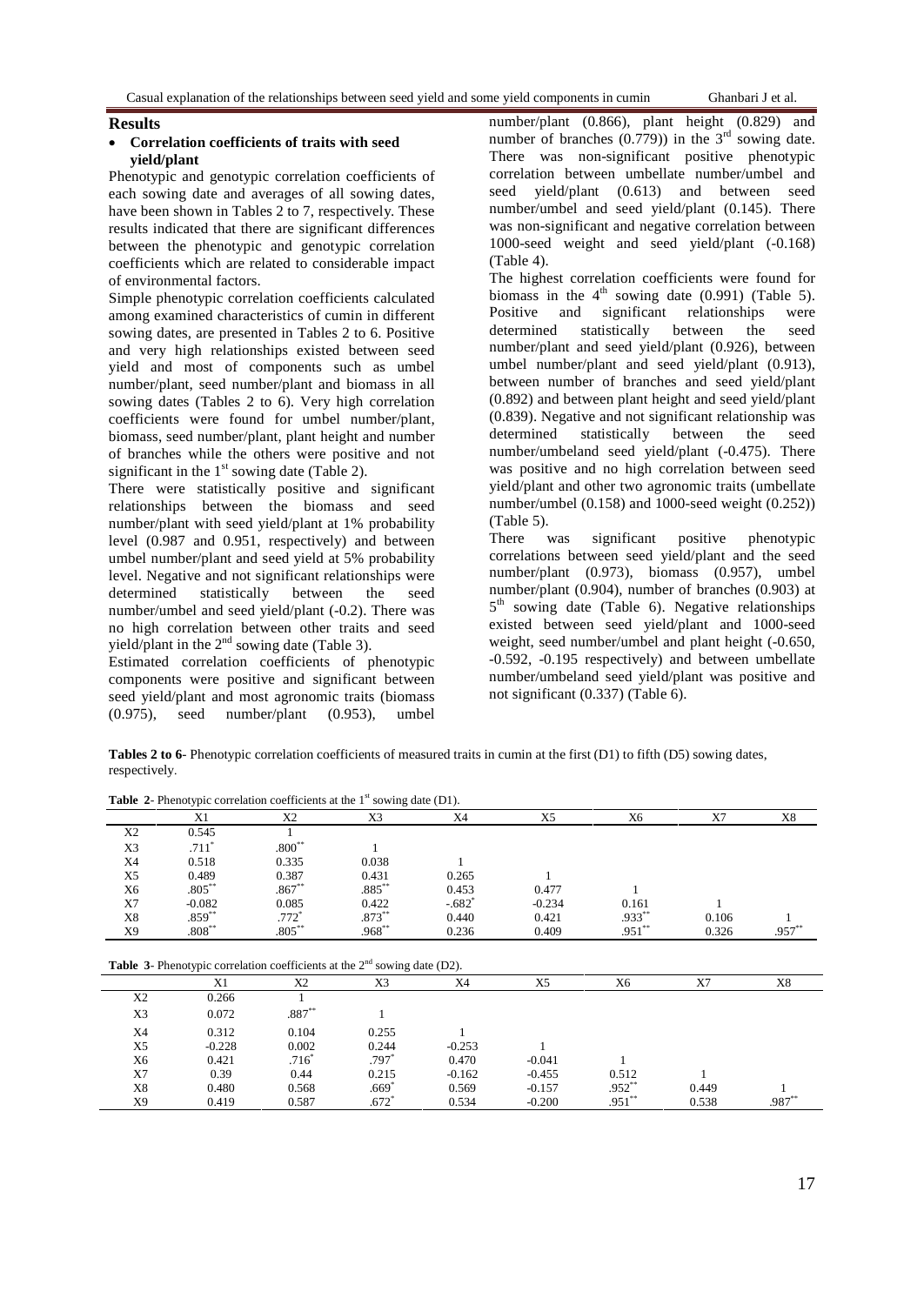## Results

- **Correlation coefficients of traits with seed yield/plant**

Phenotypic and genotypic correlation coefficients of each sowing date and averages of all sowing dates, have been shown in Tables 2 to 7, respectively. These results indicated that there are significant differences between the phenotypic and genotypic correlation coefficients which are related to considerable impact of environmental factors.

Simple phenotypic correlation coefficients calculated among examined characteristics of cumin in different sowing dates, are presented in Tables 2 to 6. Positive and very high relationships existed between seed yield and most of components such as umbel number/plant, seed number/plant and biomass in all sowing dates (Tables 2 to 6). Very high correlation coefficients were found for umbel number/plant, biomass, seed number/plant, plant height and number of branches while the others were positive and not significant in the 1[st] sowing date (Table 2).

There were statistically positive and significant relationships between the biomass and seed number/plant with seed yield/plant at 1% probability level (0.987 and 0.951, respectively) and between umbel number/plant and seed yield at 5% probability level. Negative and not significant relationships were determined statistically between the seed number/umbel and seed yield/plant (-0.2). There was no high correlation between other traits and seed yield/plant in the 2[nd] sowing date (Table 3).

Estimated correlation coefficients of phenotypic components were positive and significant between seed yield/plant and most agronomic traits (biomass (0.975), seed number/plant (0.953), umbel number/plant (0.866), plant height (0.829) and number of branches (0.779)) in the 3[rd] sowing date. There was non-significant positive phenotypic correlation between umbellate number/umbel and seed yield/plant (0.613) and between seed number/umbel and seed yield/plant (0.145). There was non-significant and negative correlation between 1000-seed weight and seed yield/plant (-0.168) (Table 4).

The highest correlation coefficients were found for biomass in the 4[th] sowing date (0.991) (Table 5). Positive and significant relationships were determined statistically between the seed number/plant and seed yield/plant (0.926), between umbel number/plant and seed yield/plant (0.913), between number of branches and seed yield/plant (0.892) and between plant height and seed yield/plant (0.839). Negative and not significant relationship was determined statistically between the seed number/umbeland seed yield/plant (-0.475). There was positive and no high correlation between seed yield/plant and other two agronomic traits (umbellate number/umbel (0.158) and 1000-seed weight (0.252)) (Table 5).

There was significant positive phenotypic correlations between seed yield/plant and the seed number/plant (0.973), biomass (0.957), umbel number/plant (0.904), number of branches (0.903) at 5[th] sowing date (Table 6). Negative relationships existed between seed yield/plant and 1000-seed weight, seed number/umbel and plant height (-0.650, -0.592, -0.195 respectively) and between umbellate number/umbeland seed yield/plant was positive and not significant (0.337) (Table 6).

**Tables 2 to 6**- Phenotypic correlation coefficients of measured traits in cumin at the first (D1) to fifth (D5) sowing dates, respectively.

**Table 2**- Phenotypic correlation coefficients at the 1[st] sowing date (D1).

| | X1 | X2 | X3 | X4 | X5 | X6 | X7 | X8 |
|---|---|---|---|---|---|---|---|---|
| X2 | 0.545 | 1 | | | | | | |
| X3 | .711* | .800** | 1 | | | | | |
| X4 | 0.518 | 0.335 | 0.038 | 1 | | | | |
| X5 | 0.489 | 0.387 | 0.431 | 0.265 | 1 | | | |
| X6 | .805** | .867** | .885** | 0.453 | 0.477 | 1 | | |
| X7 | -0.082 | 0.085 | 0.422 | -.682* | -0.234 | 0.161 | 1 | |
| X8 | .859** | .772* | .873** | 0.440 | 0.421 | .933** | 0.106 | 1 |
| X9 | .808** | .805** | .968** | 0.236 | 0.409 | .951** | 0.326 | .957** |

**Table 3**- Phenotypic correlation coefficients at the 2[nd] sowing date (D2).

| | X1 | X2 | X3 | X4 | X5 | X6 | X7 | X8 |
|---|---|---|---|---|---|---|---|---|
| X2 | 0.266 | 1 | | | | | | |
| X3 | 0.072 | .887** | 1 | | | | | |
| X4 | 0.312 | 0.104 | 0.255 | 1 | | | | |
| X5 | -0.228 | 0.002 | 0.244 | -0.253 | 1 | | | |
| X6 | 0.421 | .716* | .797* | 0.470 | -0.041 | 1 | | |
| X7 | 0.39 | 0.44 | 0.215 | -0.162 | -0.455 | 0.512 | 1 | |
| X8 | 0.480 | 0.568 | .669* | 0.569 | -0.157 | .952** | 0.449 | 1 |
| X9 | 0.419 | 0.587 | .672* | 0.534 | -0.200 | .951** | 0.538 | .987** |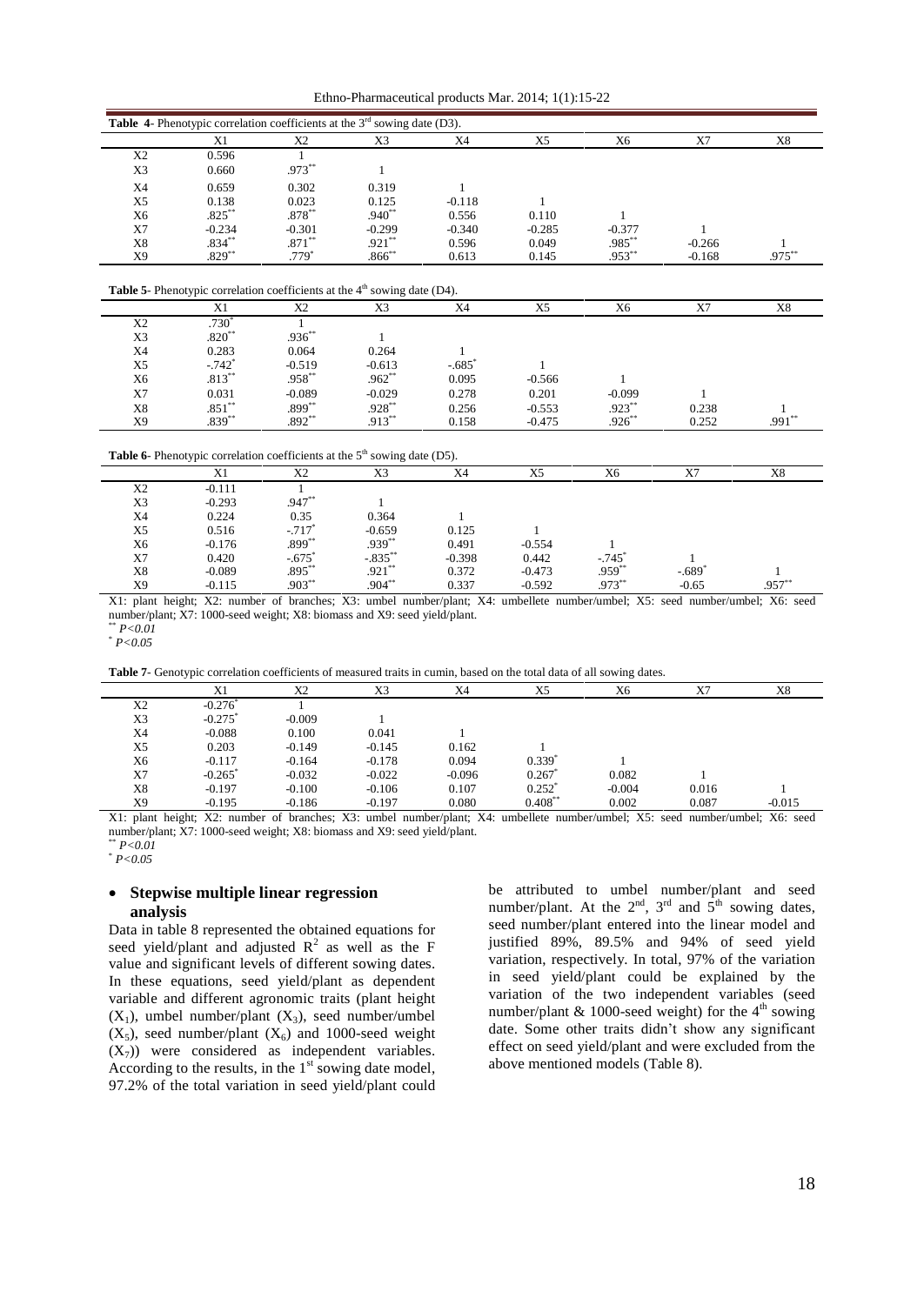**Table 4**- Phenotypic correlation coefficients at the 3rd sowing date (D3).

| | X1 | X2 | X3 | X4 | X5 | X6 | X7 | X8 |
|---|---|---|---|---|---|---|---|---|
| X2 | 0.596 | 1 | | | | | | |
| X3 | 0.660 | .973** | 1 | | | | | |
| X4 | 0.659 | 0.302 | 0.319 | 1 | | | | |
| X5 | 0.138 | 0.023 | 0.125 | -0.118 | 1 | | | |
| X6 | .825** | .878** | .940** | 0.556 | 0.110 | 1 | | |
| X7 | -0.234 | -0.301 | -0.299 | -0.340 | -0.285 | -0.377 | 1 | |
| X8 | .834** | .871** | .921** | 0.596 | 0.049 | .985** | -0.266 | 1 |
| X9 | .829** | .779* | .866** | 0.613 | 0.145 | .953** | -0.168 | .975** |

**Table 5**- Phenotypic correlation coefficients at the 4th sowing date (D4).

| | X1 | X2 | X3 | X4 | X5 | X6 | X7 | X8 |
|---|---|---|---|---|---|---|---|---|
| X2 | .730* | 1 | | | | | | |
| X3 | .820** | .936** | 1 | | | | | |
| X4 | 0.283 | 0.064 | 0.264 | 1 | | | | |
| X5 | -.742* | -0.519 | -0.613 | -.685* | 1 | | | |
| X6 | .813** | .958** | .962** | 0.095 | -0.566 | 1 | | |
| X7 | 0.031 | -0.089 | -0.029 | 0.278 | 0.201 | -0.099 | 1 | |
| X8 | .851** | .899** | .928** | 0.256 | -0.553 | .923** | 0.238 | 1 |
| X9 | .839** | .892** | .913** | 0.158 | -0.475 | .926** | 0.252 | .991** |

**Table 6**- Phenotypic correlation coefficients at the 5th sowing date (D5).

| | X1 | X2 | X3 | X4 | X5 | X6 | X7 | X8 |
|---|---|---|---|---|---|---|---|---|
| X2 | -0.111 | 1 | | | | | | |
| X3 | -0.293 | .947** | 1 | | | | | |
| X4 | 0.224 | 0.35 | 0.364 | 1 | | | | |
| X5 | 0.516 | -.717* | -0.659 | 0.125 | 1 | | | |
| X6 | -0.176 | .899** | .939** | 0.491 | -0.554 | 1 | | |
| X7 | 0.420 | -.675* | -.835** | -0.398 | 0.442 | -.745* | 1 | |
| X8 | -0.089 | .895** | .921** | 0.372 | -0.473 | .959** | -.689* | 1 |
| X9 | -0.115 | .903** | .904** | 0.337 | -0.592 | .973** | -0.65 | .957** |

X1: plant height; X2: number of branches; X3: umbel number/plant; X4: umbellete number/umbel; X5: seed number/umbel; X6: seed number/plant; X7: 1000-seed weight; X8: biomass and X9: seed yield/plant.

** *P<0.01*

* *P<0.05*

**Table 7**- Genotypic correlation coefficients of measured traits in cumin, based on the total data of all sowing dates.

| | X1 | X2 | X3 | X4 | X5 | X6 | X7 | X8 |
|---|---|---|---|---|---|---|---|---|
| X2 | -0.276* | 1 | | | | | | |
| X3 | -0.275* | -0.009 | 1 | | | | | |
| X4 | -0.088 | 0.100 | 0.041 | 1 | | | | |
| X5 | 0.203 | -0.149 | -0.145 | 0.162 | 1 | | | |
| X6 | -0.117 | -0.164 | -0.178 | 0.094 | 0.339* | 1 | | |
| X7 | -0.265* | -0.032 | -0.022 | -0.096 | 0.267* | 0.082 | 1 | |
| X8 | -0.197 | -0.100 | -0.106 | 0.107 | 0.252* | -0.004 | 0.016 | 1 |
| X9 | -0.195 | -0.186 | -0.197 | 0.080 | 0.408** | 0.002 | 0.087 | -0.015 |

X1: plant height; X2: number of branches; X3: umbel number/plant; X4: umbellete number/umbel; X5: seed number/umbel; X6: seed number/plant; X7: 1000-seed weight; X8: biomass and X9: seed yield/plant.

** *P<0.01*

* *P<0.05*

- **Stepwise multiple linear regression analysis**

Data in table 8 represented the obtained equations for seed yield/plant and adjusted $R^2$ as well as the F value and significant levels of different sowing dates. In these equations, seed yield/plant as dependent variable and different agronomic traits (plant height ($X_1$), umbel number/plant ($X_3$), seed number/umbel ($X_5$), seed number/plant ($X_6$) and 1000-seed weight ($X_7$)) were considered as independent variables. According to the results, in the 1st sowing date model, 97.2% of the total variation in seed yield/plant could be attributed to umbel number/plant and seed number/plant. At the 2nd, 3rd and 5th sowing dates, seed number/plant entered into the linear model and justified 89%, 89.5% and 94% of seed yield variation, respectively. In total, 97% of the variation in seed yield/plant could be explained by the variation of the two independent variables (seed number/plant & 1000-seed weight) for the 4th sowing date. Some other traits didn't show any significant effect on seed yield/plant and were excluded from the above mentioned models (Table 8).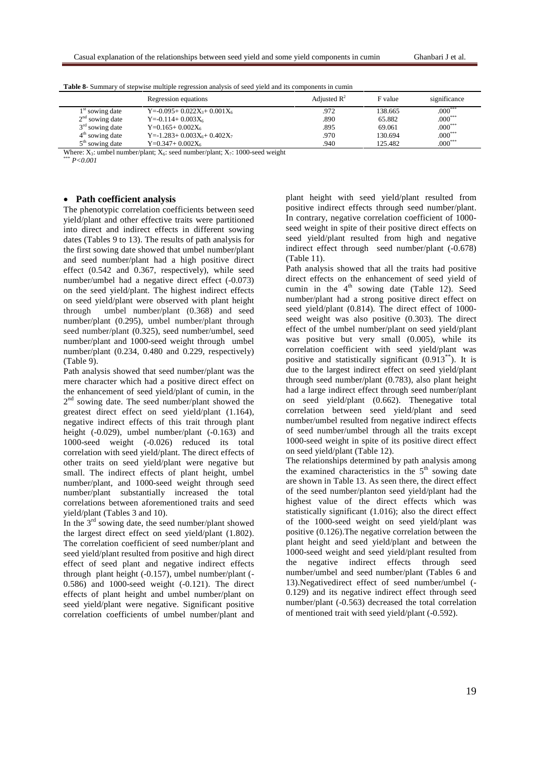**Table 8**- Summary of stepwise multiple regression analysis of seed yield and its components in cumin

| | Regression equations | Adjusted $R^2$ | F value | significance |
|---|---|---|---|---|
| 1st sowing date | $Y=-0.095+0.022X_3+0.001X_6$ | .972 | 138.665 | $.000^{***}$ |
| 2nd sowing date | $Y=-0.114+0.003X_6$ | .890 | 65.882 | $.000^{***}$ |
| 3rd sowing date | $Y=0.165+0.002X_6$ | .895 | 69.061 | $.000^{***}$ |
| 4th sowing date | $Y=-1.283+0.003X_6+0.402X_7$ | .970 | 130.694 | $.000^{***}$ |
| 5th sowing date | $Y=0.347+0.002X_6$ | .940 | 125.482 | $.000^{***}$ |

Where: $X_3$: umbel number/plant; $X_6$: seed number/plant; $X_7$: 1000-seed weight

$^{***}$ *P<0.001*

- **Path coefficient analysis**

The phenotypic correlation coefficients between seed yield/plant and other effective traits were partitioned into direct and indirect effects in different sowing dates (Tables 9 to 13). The results of path analysis for the first sowing date showed that umbel number/plant and seed number/plant had a high positive direct effect (0.542 and 0.367, respectively), while seed number/umbel had a negative direct effect (-0.073) on the seed yield/plant. The highest indirect effects on seed yield/plant were observed with plant height through umbel number/plant (0.368) and seed number/plant (0.295), umbel number/plant through seed number/plant (0.325), seed number/umbel, seed number/plant and 1000-seed weight through umbel number/plant (0.234, 0.480 and 0.229, respectively) (Table 9).

Path analysis showed that seed number/plant was the mere character which had a positive direct effect on the enhancement of seed yield/plant of cumin, in the 2nd sowing date. The seed number/plant showed the greatest direct effect on seed yield/plant (1.164), negative indirect effects of this trait through plant height (-0.029), umbel number/plant (-0.163) and 1000-seed weight (-0.026) reduced its total correlation with seed yield/plant. The direct effects of other traits on seed yield/plant were negative but small. The indirect effects of plant height, umbel number/plant, and 1000-seed weight through seed number/plant substantially increased the total correlations between aforementioned traits and seed yield/plant (Tables 3 and 10).

In the 3rd sowing date, the seed number/plant showed the largest direct effect on seed yield/plant (1.802). The correlation coefficient of seed number/plant and seed yield/plant resulted from positive and high direct effect of seed plant and negative indirect effects through plant height (-0.157), umbel number/plant (-0.586) and 1000-seed weight (-0.121). The direct effects of plant height and umbel number/plant on seed yield/plant were negative. Significant positive correlation coefficients of umbel number/plant and plant height with seed yield/plant resulted from positive indirect effects through seed number/plant. In contrary, negative correlation coefficient of 1000-seed weight in spite of their positive direct effects on seed yield/plant resulted from high and negative indirect effect through seed number/plant (-0.678) (Table 11).

Path analysis showed that all the traits had positive direct effects on the enhancement of seed yield of cumin in the 4th sowing date (Table 12). Seed number/plant had a strong positive direct effect on seed yield/plant (0.814). The direct effect of 1000-seed weight was also positive (0.303). The direct effect of the umbel number/plant on seed yield/plant was positive but very small (0.005), while its correlation coefficient with seed yield/plant was positive and statistically significant ($0.913^{**}$). It is due to the largest indirect effect on seed yield/plant through seed number/plant (0.783), also plant height had a large indirect effect through seed number/plant on seed yield/plant (0.662). Thenegative total correlation between seed yield/plant and seed number/umbel resulted from negative indirect effects of seed number/umbel through all the traits except 1000-seed weight in spite of its positive direct effect on seed yield/plant (Table 12).

The relationships determined by path analysis among the examined characteristics in the 5th sowing date are shown in Table 13. As seen there, the direct effect of the seed number/planton seed yield/plant had the highest value of the direct effects which was statistically significant (1.016); also the direct effect of the 1000-seed weight on seed yield/plant was positive (0.126).The negative correlation between the plant height and seed yield/plant and between the 1000-seed weight and seed yield/plant resulted from the negative indirect effects through seed number/umbel and seed number/plant (Tables 6 and 13).Negativedirect effect of seed number/umbel (-0.129) and its negative indirect effect through seed number/plant (-0.563) decreased the total correlation of mentioned trait with seed yield/plant (-0.592).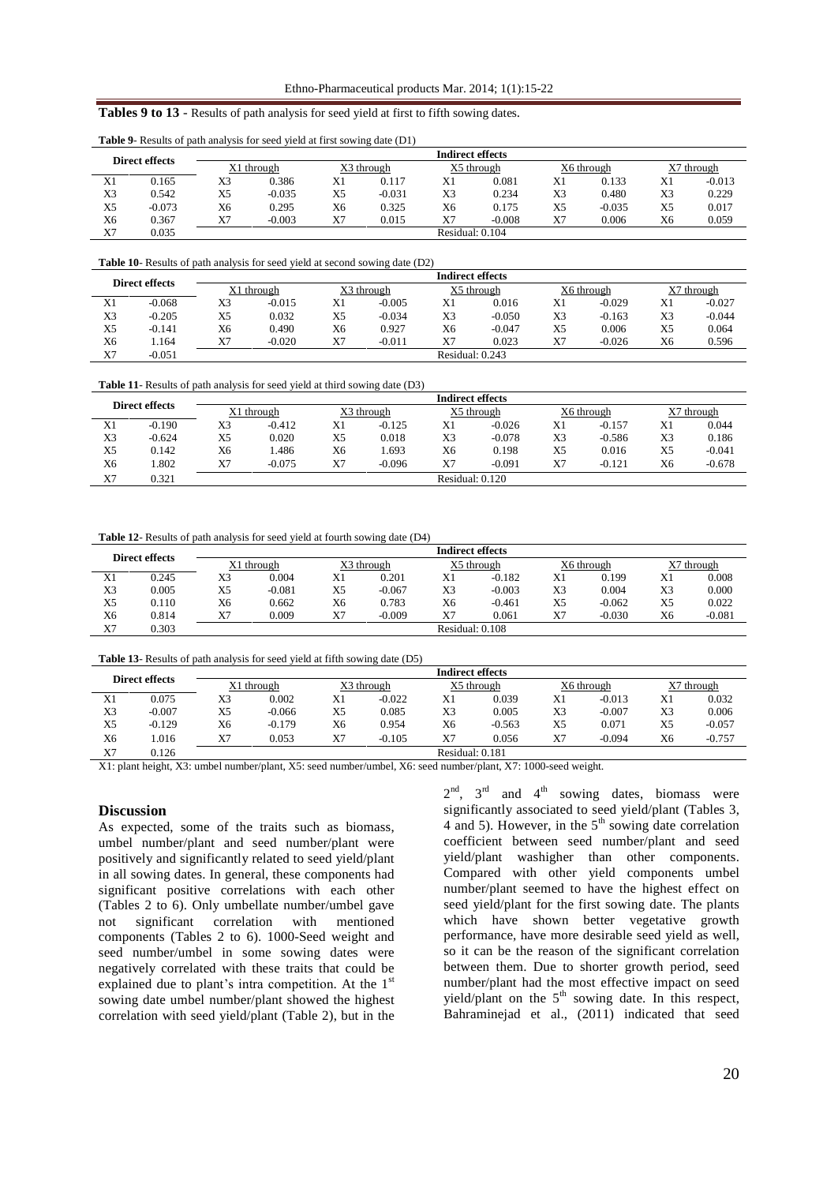**Tables 9 to 13 -** Results of path analysis for seed yield at first to fifth sowing dates.

**Table 9**- Results of path analysis for seed yield at first sowing date (D1)

| Direct effects | | Indirect effects | | | | | | | | | |
|---|---|---|---|---|---|---|---|---|---|---|---|
| | | X1 through | | X3 through | | X5 through | | X6 through | | X7 through | |
| X1 | 0.165 | X3 | 0.386 | X1 | 0.117 | X1 | 0.081 | X1 | 0.133 | X1 | -0.013 |
| X3 | 0.542 | X5 | -0.035 | X5 | -0.031 | X3 | 0.234 | X3 | 0.480 | X3 | 0.229 |
| X5 | -0.073 | X6 | 0.295 | X6 | 0.325 | X6 | 0.175 | X5 | -0.035 | X5 | 0.017 |
| X6 | 0.367 | X7 | -0.003 | X7 | 0.015 | X7 | -0.008 | X7 | 0.006 | X6 | 0.059 |
| X7 | 0.035 | | | | | Residual: 0.104 | | | | | |

**Table 10**- Results of path analysis for seed yield at second sowing date (D2)

| Direct effects | | Indirect effects | | | | | | | | | |
|---|---|---|---|---|---|---|---|---|---|---|---|
| | | X1 through | | X3 through | | X5 through | | X6 through | | X7 through | |
| X1 | -0.068 | X3 | -0.015 | X1 | -0.005 | X1 | 0.016 | X1 | -0.029 | X1 | -0.027 |
| X3 | -0.205 | X5 | 0.032 | X5 | -0.034 | X3 | -0.050 | X3 | -0.163 | X3 | -0.044 |
| X5 | -0.141 | X6 | 0.490 | X6 | 0.927 | X6 | -0.047 | X5 | 0.006 | X5 | 0.064 |
| X6 | 1.164 | X7 | -0.020 | X7 | -0.011 | X7 | 0.023 | X7 | -0.026 | X6 | 0.596 |
| X7 | -0.051 | | | | | Residual: 0.243 | | | | | |

**Table 11**- Results of path analysis for seed yield at third sowing date (D3)

| Direct effects | | Indirect effects | | | | | | | | | |
|---|---|---|---|---|---|---|---|---|---|---|---|
| | | X1 through | | X3 through | | X5 through | | X6 through | | X7 through | |
| X1 | -0.190 | X3 | -0.412 | X1 | -0.125 | X1 | -0.026 | X1 | -0.157 | X1 | 0.044 |
| X3 | -0.624 | X5 | 0.020 | X5 | 0.018 | X3 | -0.078 | X3 | -0.586 | X3 | 0.186 |
| X5 | 0.142 | X6 | 1.486 | X6 | 1.693 | X6 | 0.198 | X5 | 0.016 | X5 | -0.041 |
| X6 | 1.802 | X7 | -0.075 | X7 | -0.096 | X7 | -0.091 | X7 | -0.121 | X6 | -0.678 |
| X7 | 0.321 | | | | | Residual: 0.120 | | | | | |

**Table 12**- Results of path analysis for seed yield at fourth sowing date (D4)

| Direct effects | | Indirect effects | | | | | | | | | |
|---|---|---|---|---|---|---|---|---|---|---|---|
| | | X1 through | | X3 through | | X5 through | | X6 through | | X7 through | |
| X1 | 0.245 | X3 | 0.004 | X1 | 0.201 | X1 | -0.182 | X1 | 0.199 | X1 | 0.008 |
| X3 | 0.005 | X5 | -0.081 | X5 | -0.067 | X3 | -0.003 | X3 | 0.004 | X3 | 0.000 |
| X5 | 0.110 | X6 | 0.662 | X6 | 0.783 | X6 | -0.461 | X5 | -0.062 | X5 | 0.022 |
| X6 | 0.814 | X7 | 0.009 | X7 | -0.009 | X7 | 0.061 | X7 | -0.030 | X6 | -0.081 |
| X7 | 0.303 | | | | | Residual: 0.108 | | | | | |

**Table 13**- Results of path analysis for seed yield at fifth sowing date (D5)

| Direct effects | | Indirect effects | | | | | | | | | |
|---|---|---|---|---|---|---|---|---|---|---|---|
| | | X1 through | | X3 through | | X5 through | | X6 through | | X7 through | |
| X1 | 0.075 | X3 | 0.002 | X1 | -0.022 | X1 | 0.039 | X1 | -0.013 | X1 | 0.032 |
| X3 | -0.007 | X5 | -0.066 | X5 | 0.085 | X3 | 0.005 | X3 | -0.007 | X3 | 0.006 |
| X5 | -0.129 | X6 | -0.179 | X6 | 0.954 | X6 | -0.563 | X5 | 0.071 | X5 | -0.057 |
| X6 | 1.016 | X7 | 0.053 | X7 | -0.105 | X7 | 0.056 | X7 | -0.094 | X6 | -0.757 |
| X7 | 0.126 | | | | | Residual: 0.181 | | | | | |

X1: plant height, X3: umbel number/plant, X5: seed number/umbel, X6: seed number/plant, X7: 1000-seed weight.

## Discussion

As expected, some of the traits such as biomass, umbel number/plant and seed number/plant were positively and significantly related to seed yield/plant in all sowing dates. In general, these components had significant positive correlations with each other (Tables 2 to 6). Only umbellate number/umbel gave not significant correlation with mentioned components (Tables 2 to 6). 1000-Seed weight and seed number/umbel in some sowing dates were negatively correlated with these traits that could be explained due to plant's intra competition. At the 1st sowing date umbel number/plant showed the highest correlation with seed yield/plant (Table 2), but in the 2nd, 3rd and 4th sowing dates, biomass were significantly associated to seed yield/plant (Tables 3, 4 and 5). However, in the 5th sowing date correlation coefficient between seed number/plant and seed yield/plant washigher than other components. Compared with other yield components umbel number/plant seemed to have the highest effect on seed yield/plant for the first sowing date. The plants which have shown better vegetative growth performance, have more desirable seed yield as well, so it can be the reason of the significant correlation between them. Due to shorter growth period, seed number/plant had the most effective impact on seed yield/plant on the 5th sowing date. In this respect, Bahraminejad et al., (2011) indicated that seed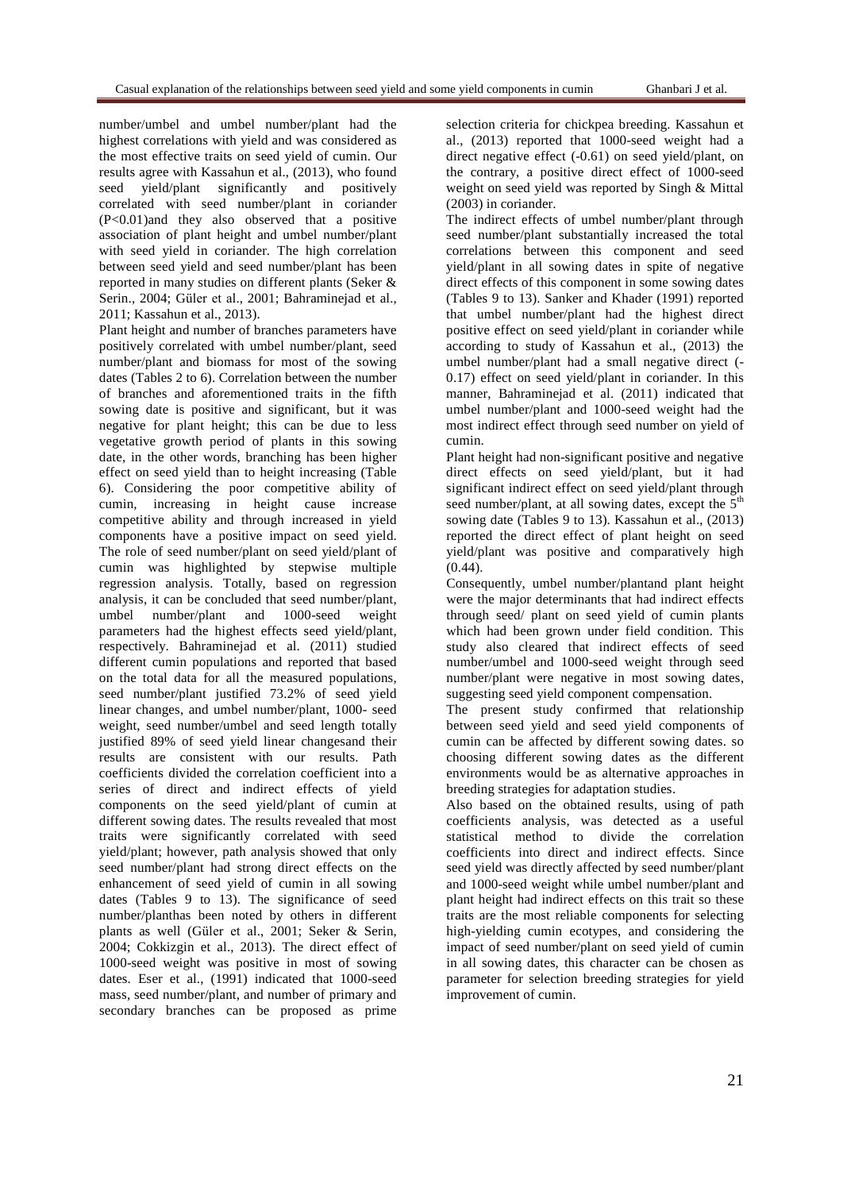number/umbel and umbel number/plant had the highest correlations with yield and was considered as the most effective traits on seed yield of cumin. Our results agree with Kassahun et al., (2013), who found seed yield/plant significantly and positively correlated with seed number/plant in coriander ($P<0.01$)and they also observed that a positive association of plant height and umbel number/plant with seed yield in coriander. The high correlation between seed yield and seed number/plant has been reported in many studies on different plants (Seker & Serin., 2004; Güler et al., 2001; Bahraminejad et al., 2011; Kassahun et al., 2013).

Plant height and number of branches parameters have positively correlated with umbel number/plant, seed number/plant and biomass for most of the sowing dates (Tables 2 to 6). Correlation between the number of branches and aforementioned traits in the fifth sowing date is positive and significant, but it was negative for plant height; this can be due to less vegetative growth period of plants in this sowing date, in the other words, branching has been higher effect on seed yield than to height increasing (Table 6). Considering the poor competitive ability of cumin, increasing in height cause increase competitive ability and through increased in yield components have a positive impact on seed yield. The role of seed number/plant on seed yield/plant of cumin was highlighted by stepwise multiple regression analysis. Totally, based on regression analysis, it can be concluded that seed number/plant, umbel number/plant and 1000-seed weight parameters had the highest effects seed yield/plant, respectively. Bahraminejad et al. (2011) studied different cumin populations and reported that based on the total data for all the measured populations, seed number/plant justified 73.2% of seed yield linear changes, and umbel number/plant, 1000- seed weight, seed number/umbel and seed length totally justified 89% of seed yield linear changesand their results are consistent with our results. Path coefficients divided the correlation coefficient into a series of direct and indirect effects of yield components on the seed yield/plant of cumin at different sowing dates. The results revealed that most traits were significantly correlated with seed yield/plant; however, path analysis showed that only seed number/plant had strong direct effects on the enhancement of seed yield of cumin in all sowing dates (Tables 9 to 13). The significance of seed number/planthas been noted by others in different plants as well (Güler et al., 2001; Seker & Serin, 2004; Cokkizgin et al., 2013). The direct effect of 1000-seed weight was positive in most of sowing dates. Eser et al., (1991) indicated that 1000-seed mass, seed number/plant, and number of primary and secondary branches can be proposed as prime selection criteria for chickpea breeding. Kassahun et al., (2013) reported that 1000-seed weight had a direct negative effect (-0.61) on seed yield/plant, on the contrary, a positive direct effect of 1000-seed weight on seed yield was reported by Singh & Mittal (2003) in coriander.

The indirect effects of umbel number/plant through seed number/plant substantially increased the total correlations between this component and seed yield/plant in all sowing dates in spite of negative direct effects of this component in some sowing dates (Tables 9 to 13). Sanker and Khader (1991) reported that umbel number/plant had the highest direct positive effect on seed yield/plant in coriander while according to study of Kassahun et al., (2013) the umbel number/plant had a small negative direct (-0.17) effect on seed yield/plant in coriander. In this manner, Bahraminejad et al. (2011) indicated that umbel number/plant and 1000-seed weight had the most indirect effect through seed number on yield of cumin.

Plant height had non-significant positive and negative direct effects on seed yield/plant, but it had significant indirect effect on seed yield/plant through seed number/plant, at all sowing dates, except the 5th sowing date (Tables 9 to 13). Kassahun et al., (2013) reported the direct effect of plant height on seed yield/plant was positive and comparatively high (0.44).

Consequently, umbel number/plantand plant height were the major determinants that had indirect effects through seed/ plant on seed yield of cumin plants which had been grown under field condition. This study also cleared that indirect effects of seed number/umbel and 1000-seed weight through seed number/plant were negative in most sowing dates, suggesting seed yield component compensation.

The present study confirmed that relationship between seed yield and seed yield components of cumin can be affected by different sowing dates. so choosing different sowing dates as the different environments would be as alternative approaches in breeding strategies for adaptation studies.

Also based on the obtained results, using of path coefficients analysis, was detected as a useful statistical method to divide the correlation coefficients into direct and indirect effects. Since seed yield was directly affected by seed number/plant and 1000-seed weight while umbel number/plant and plant height had indirect effects on this trait so these traits are the most reliable components for selecting high-yielding cumin ecotypes, and considering the impact of seed number/plant on seed yield of cumin in all sowing dates, this character can be chosen as parameter for selection breeding strategies for yield improvement of cumin.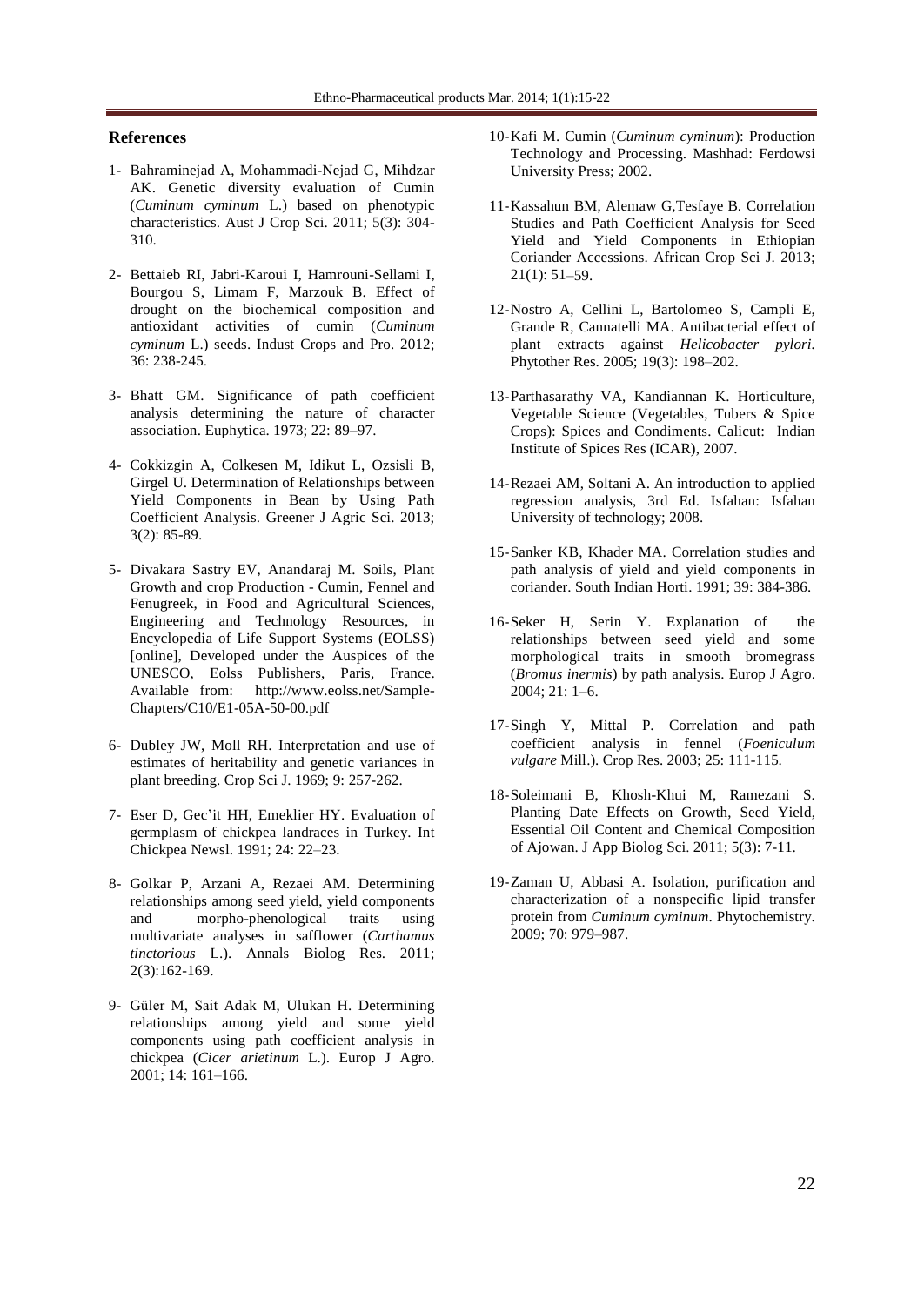## References

1- Bahraminejad A, Mohammadi-Nejad G, Mihdzar AK. Genetic diversity evaluation of Cumin (*Cuminum cyminum* L.) based on phenotypic characteristics. Aust J Crop Sci. 2011; 5(3): 304-310.

2- Bettaieb RI, Jabri-Karoui I, Hamrouni-Sellami I, Bourgou S, Limam F, Marzouk B. Effect of drought on the biochemical composition and antioxidant activities of cumin (*Cuminum cyminum* L.) seeds. Indust Crops and Pro. 2012; 36: 238-245.

3- Bhatt GM. Significance of path coefficient analysis determining the nature of character association. Euphytica. 1973; 22: 89–97.

4- Cokkizgin A, Colkesen M, Idikut L, Ozsisli B, Girgel U. Determination of Relationships between Yield Components in Bean by Using Path Coefficient Analysis. Greener J Agric Sci. 2013; 3(2): 85-89.

5- Divakara Sastry EV, Anandaraj M. Soils, Plant Growth and crop Production - Cumin, Fennel and Fenugreek, in Food and Agricultural Sciences, Engineering and Technology Resources, in Encyclopedia of Life Support Systems (EOLSS) [online], Developed under the Auspices of the UNESCO, Eolss Publishers, Paris, France. Available from: http://www.eolss.net/Sample-Chapters/C10/E1-05A-50-00.pdf

6- Dubley JW, Moll RH. Interpretation and use of estimates of heritability and genetic variances in plant breeding. Crop Sci J. 1969; 9: 257-262.

7- Eser D, Gec'it HH, Emeklier HY. Evaluation of germplasm of chickpea landraces in Turkey. Int Chickpea Newsl. 1991; 24: 22–23.

8- Golkar P, Arzani A, Rezaei AM. Determining relationships among seed yield, yield components and morpho-phenological traits using multivariate analyses in safflower (*Carthamus tinctorious* L.). Annals Biolog Res. 2011; 2(3):162-169.

9- Güler M, Sait Adak M, Ulukan H. Determining relationships among yield and some yield components using path coefficient analysis in chickpea (*Cicer arietinum* L.). Europ J Agro. 2001; 14: 161–166.

10- Kafi M. Cumin (*Cuminum cyminum*): Production Technology and Processing. Mashhad: Ferdowsi University Press; 2002.

11- Kassahun BM, Alemaw G,Tesfaye B. Correlation Studies and Path Coefficient Analysis for Seed Yield and Yield Components in Ethiopian Coriander Accessions. African Crop Sci J. 2013; 21(1): 51–59.

12- Nostro A, Cellini L, Bartolomeo S, Campli E, Grande R, Cannatelli MA. Antibacterial effect of plant extracts against *Helicobacter pylori*. Phytother Res. 2005; 19(3): 198–202.

13- Parthasarathy VA, Kandiannan K. Horticulture, Vegetable Science (Vegetables, Tubers & Spice Crops): Spices and Condiments. Calicut: Indian Institute of Spices Res (ICAR), 2007.

14- Rezaei AM, Soltani A. An introduction to applied regression analysis, 3rd Ed. Isfahan: Isfahan University of technology; 2008.

15- Sanker KB, Khader MA. Correlation studies and path analysis of yield and yield components in coriander. South Indian Horti. 1991; 39: 384-386.

16- Seker H, Serin Y. Explanation of the relationships between seed yield and some morphological traits in smooth bromegrass (*Bromus inermis*) by path analysis. Europ J Agro. 2004; 21: 1–6.

17- Singh Y, Mittal P. Correlation and path coefficient analysis in fennel (*Foeniculum vulgare* Mill.). Crop Res. 2003; 25: 111-115.

18- Soleimani B, Khosh-Khui M, Ramezani S. Planting Date Effects on Growth, Seed Yield, Essential Oil Content and Chemical Composition of Ajowan. J App Biolog Sci. 2011; 5(3): 7-11.

19- Zaman U, Abbasi A. Isolation, purification and characterization of a nonspecific lipid transfer protein from *Cuminum cyminum*. Phytochemistry. 2009; 70: 979–987.